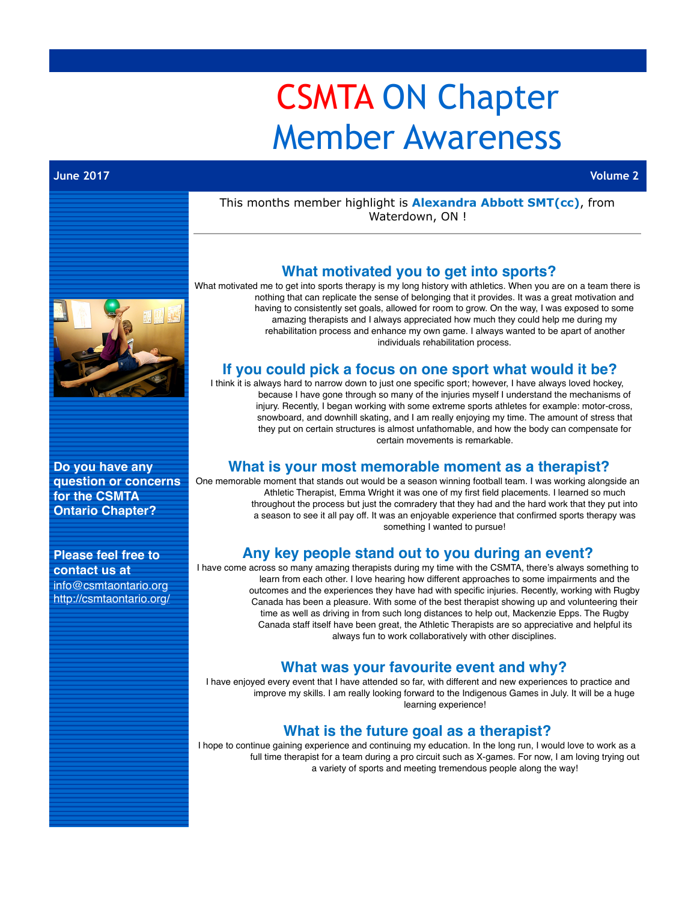# CSMTA ON Chapter Member Awareness

**June 2017** **Volume 2**

This months member highlight is **Alexandra Abbott SMT(cc)**, from Waterdown, ON !

## What motivated you to get into sports?

What motivated me to get into sports therapy is my long history with athletics. When you are on a team there is nothing that can replicate the sense of belonging that it provides. It was a great motivation and having to consistently set goals, allowed for room to grow. On the way, I was exposed to some amazing therapists and I always appreciated how much they could help me during my rehabilitation process and enhance my own game. I always wanted to be apart of another individuals rehabilitation process.

## If you could pick a focus on one sport what would it be?

I think it is always hard to narrow down to just one specific sport; however, I have always loved hockey, because I have gone through so many of the injuries myself I understand the mechanisms of injury. Recently, I began working with some extreme sports athletes for example: motor-cross, snowboard, and downhill skating, and I am really enjoying my time. The amount of stress that they put on certain structures is almost unfathomable, and how the body can compensate for certain movements is remarkable.

## What is your most memorable moment as a therapist?

One memorable moment that stands out would be a season winning football team. I was working alongside an Athletic Therapist, Emma Wright it was one of my first field placements. I learned so much throughout the process but just the comradery that they had and the hard work that they put into a season to see it all pay off. It was an enjoyable experience that confirmed sports therapy was something I wanted to pursue!

## Any key people stand out to you during an event?

I have come across so many amazing therapists during my time with the CSMTA, there's always something to learn from each other. I love hearing how different approaches to some impairments and the outcomes and the experiences they have had with specific injuries. Recently, working with Rugby Canada has been a pleasure. With some of the best therapist showing up and volunteering their time as well as driving in from such long distances to help out, Mackenzie Epps. The Rugby Canada staff itself have been great, the Athletic Therapists are so appreciative and helpful its always fun to work collaboratively with other disciplines.

## What was your favourite event and why?

I have enjoyed every event that I have attended so far, with different and new experiences to practice and improve my skills. I am really looking forward to the Indigenous Games in July. It will be a huge learning experience!

## What is the future goal as a therapist?

I hope to continue gaining experience and continuing my education. In the long run, I would love to work as a full time therapist for a team during a pro circuit such as X-games. For now, I am loving trying out a variety of sports and meeting tremendous people along the way!

**Do you have any question or concerns for the CSMTA Ontario Chapter?**

**Please feel free to contact us at**
info@csmtaontario.org
http://csmtaontario.org/